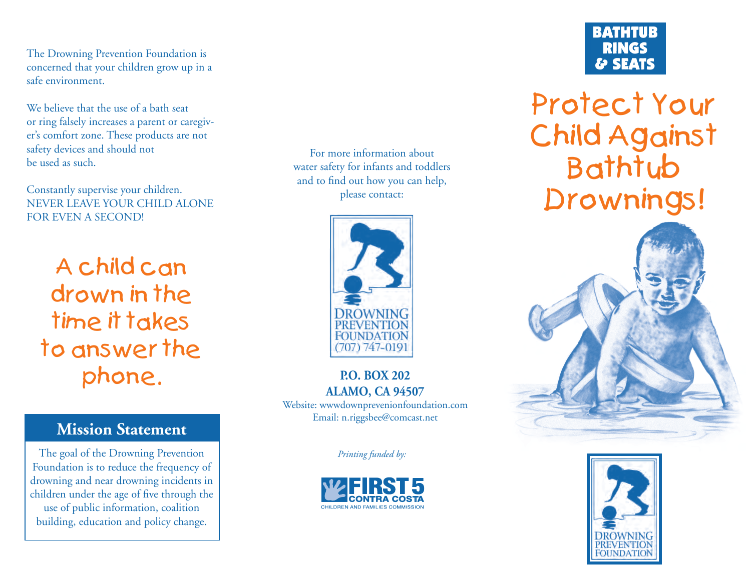The Drowning Prevention Foundation is concerned that your children grow up in a safe environment.

We believe that the use of a bath seat or ring falsely increases a parent or caregiver's comfort zone. These products are not safety devices and should not be used as such.

Constantly supervise your children.
NEVER LEAVE YOUR CHILD ALONE FOR EVEN A SECOND!

**A child can drown in the time it takes to answer the phone.**

## Mission Statement

The goal of the Drowning Prevention Foundation is to reduce the frequency of drowning and near drowning incidents in children under the age of five through the use of public information, coalition building, education and policy change.

For more information about water safety for infants and toddlers and to find out how you can help, please contact:

DROWNING PREVENTION FOUNDATION
(707) 747-0191

**P.O. BOX 202**
**ALAMO, CA 94507**
Website: wwwdownprevenionfoundation.com
Email: n.riggsbee@comcast.net

*Printing funded by:*

FIRST 5 CONTRA COSTA
CHILDREN AND FAMILIES COMMISSION

**BATHTUB RINGS & SEATS**

# Protect Your Child Against Bathtub Drownings!

DROWNING PREVENTION FOUNDATION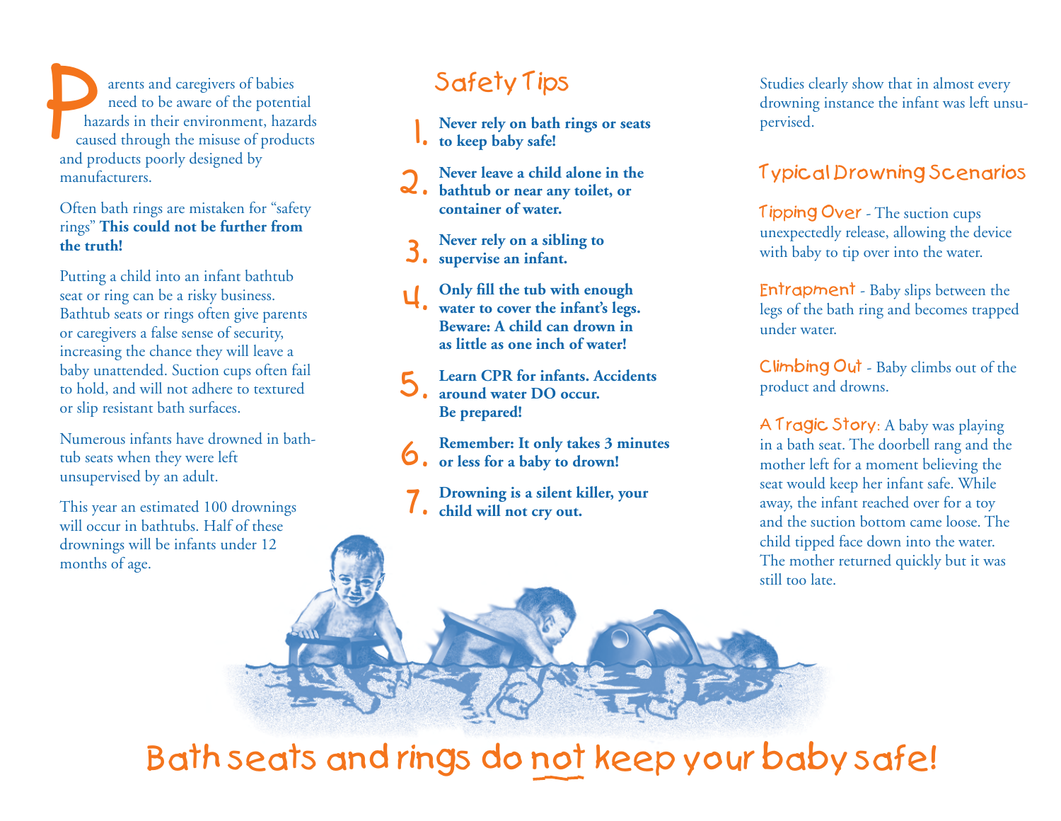Parents and caregivers of babies need to be aware of the potential hazards in their environment, hazards caused through the misuse of products and products poorly designed by manufacturers.

Often bath rings are mistaken for "safety rings" **This could not be further from the truth!**

Putting a child into an infant bathtub seat or ring can be a risky business. Bathtub seats or rings often give parents or caregivers a false sense of security, increasing the chance they will leave a baby unattended. Suction cups often fail to hold, and will not adhere to textured or slip resistant bath surfaces.

Numerous infants have drowned in bathtub seats when they were left unsupervised by an adult.

This year an estimated 100 drownings will occur in bathtubs. Half of these drownings will be infants under 12 months of age.

## Safety Tips

1. **Never rely on bath rings or seats to keep baby safe!**
2. **Never leave a child alone in the bathtub or near any toilet, or container of water.**
3. **Never rely on a sibling to supervise an infant.**
4. **Only fill the tub with enough water to cover the infant's legs. Beware: A child can drown in as little as one inch of water!**
5. **Learn CPR for infants. Accidents around water DO occur. Be prepared!**
6. **Remember: It only takes 3 minutes or less for a baby to drown!**
7. **Drowning is a silent killer, your child will not cry out.**

Studies clearly show that in almost every drowning instance the infant was left unsupervised.

## Typical Drowning Scenarios

**Tipping Over** - The suction cups unexpectedly release, allowing the device with baby to tip over into the water.

**Entrapment** - Baby slips between the legs of the bath ring and becomes trapped under water.

**Climbing Out** - Baby climbs out of the product and drowns.

**A Tragic Story**: A baby was playing in a bath seat. The doorbell rang and the mother left for a moment believing the seat would keep her infant safe. While away, the infant reached over for a toy and the suction bottom came loose. The child tipped face down into the water. The mother returned quickly but it was still too late.

# Bath seats and rings do not keep your baby safe!